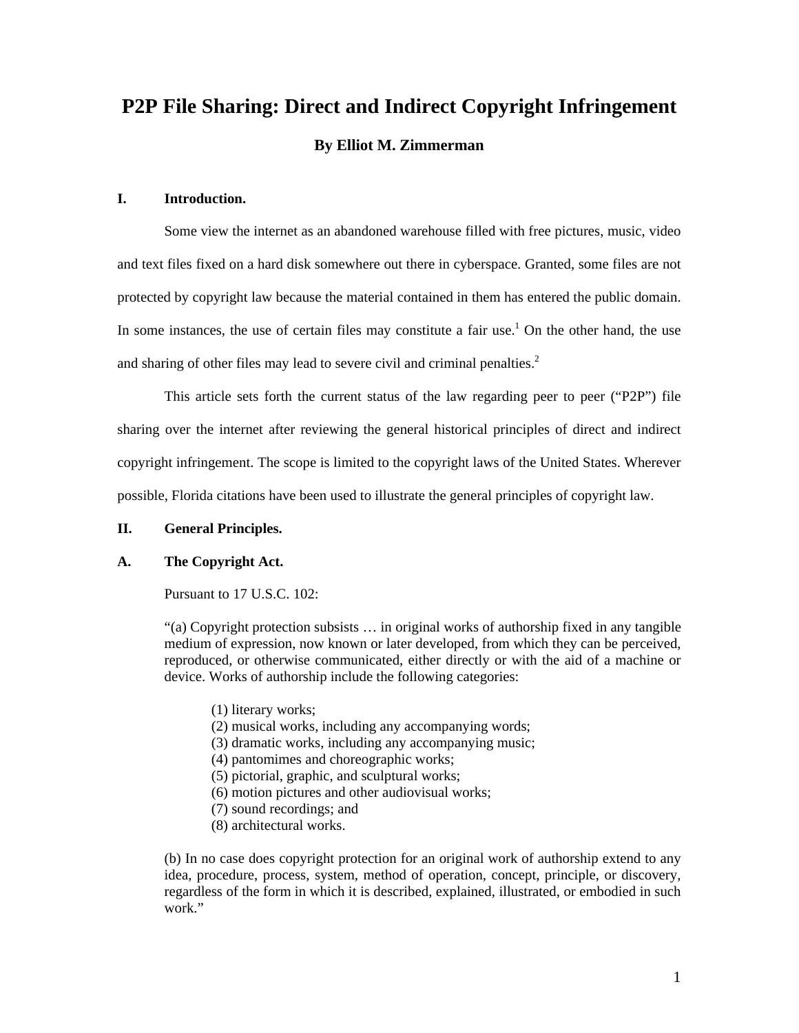# P2P File Sharing: Direct and Indirect Copyright Infringement

**By Elliot M. Zimmerman**

## I. Introduction.

Some view the internet as an abandoned warehouse filled with free pictures, music, video and text files fixed on a hard disk somewhere out there in cyberspace. Granted, some files are not protected by copyright law because the material contained in them has entered the public domain. In some instances, the use of certain files may constitute a fair use.[1] On the other hand, the use and sharing of other files may lead to severe civil and criminal penalties.[2]

This article sets forth the current status of the law regarding peer to peer ("P2P") file sharing over the internet after reviewing the general historical principles of direct and indirect copyright infringement. The scope is limited to the copyright laws of the United States. Wherever possible, Florida citations have been used to illustrate the general principles of copyright law.

## II. General Principles.

### A. The Copyright Act.

Pursuant to 17 U.S.C. 102:

> "(a) Copyright protection subsists … in original works of authorship fixed in any tangible medium of expression, now known or later developed, from which they can be perceived, reproduced, or otherwise communicated, either directly or with the aid of a machine or device. Works of authorship include the following categories:
>
> (1) literary works;
> (2) musical works, including any accompanying words;
> (3) dramatic works, including any accompanying music;
> (4) pantomimes and choreographic works;
> (5) pictorial, graphic, and sculptural works;
> (6) motion pictures and other audiovisual works;
> (7) sound recordings; and
> (8) architectural works.
>
> (b) In no case does copyright protection for an original work of authorship extend to any idea, procedure, process, system, method of operation, concept, principle, or discovery, regardless of the form in which it is described, explained, illustrated, or embodied in such work."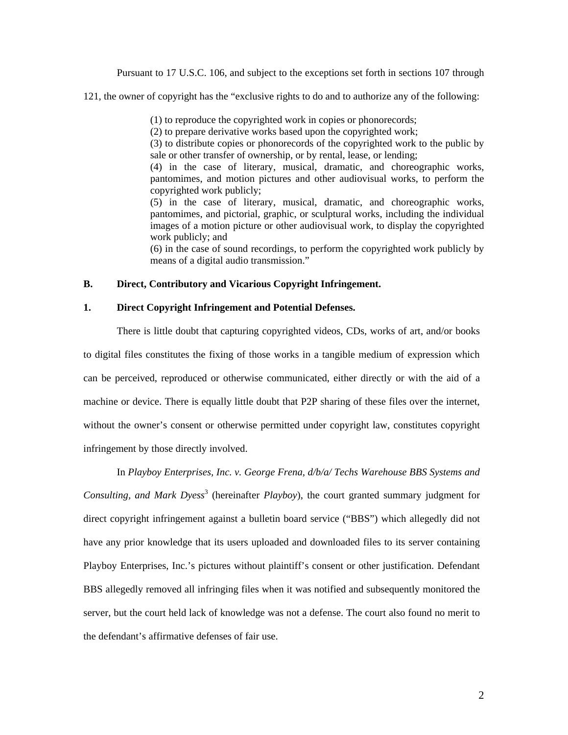Pursuant to 17 U.S.C. 106, and subject to the exceptions set forth in sections 107 through 121, the owner of copyright has the "exclusive rights to do and to authorize any of the following:

> (1) to reproduce the copyrighted work in copies or phonorecords;
> (2) to prepare derivative works based upon the copyrighted work;
> (3) to distribute copies or phonorecords of the copyrighted work to the public by sale or other transfer of ownership, or by rental, lease, or lending;
> (4) in the case of literary, musical, dramatic, and choreographic works, pantomimes, and motion pictures and other audiovisual works, to perform the copyrighted work publicly;
> (5) in the case of literary, musical, dramatic, and choreographic works, pantomimes, and pictorial, graphic, or sculptural works, including the individual images of a motion picture or other audiovisual work, to display the copyrighted work publicly; and
> (6) in the case of sound recordings, to perform the copyrighted work publicly by means of a digital audio transmission."

**B. Direct, Contributory and Vicarious Copyright Infringement.**

**1. Direct Copyright Infringement and Potential Defenses.**

There is little doubt that capturing copyrighted videos, CDs, works of art, and/or books to digital files constitutes the fixing of those works in a tangible medium of expression which can be perceived, reproduced or otherwise communicated, either directly or with the aid of a machine or device. There is equally little doubt that P2P sharing of these files over the internet, without the owner's consent or otherwise permitted under copyright law, constitutes copyright infringement by those directly involved.

In *Playboy Enterprises, Inc. v. George Frena, d/b/a/ Techs Warehouse BBS Systems and Consulting, and Mark Dyess*[3] (hereinafter *Playboy*), the court granted summary judgment for direct copyright infringement against a bulletin board service ("BBS") which allegedly did not have any prior knowledge that its users uploaded and downloaded files to its server containing Playboy Enterprises, Inc.'s pictures without plaintiff's consent or other justification. Defendant BBS allegedly removed all infringing files when it was notified and subsequently monitored the server, but the court held lack of knowledge was not a defense. The court also found no merit to the defendant's affirmative defenses of fair use.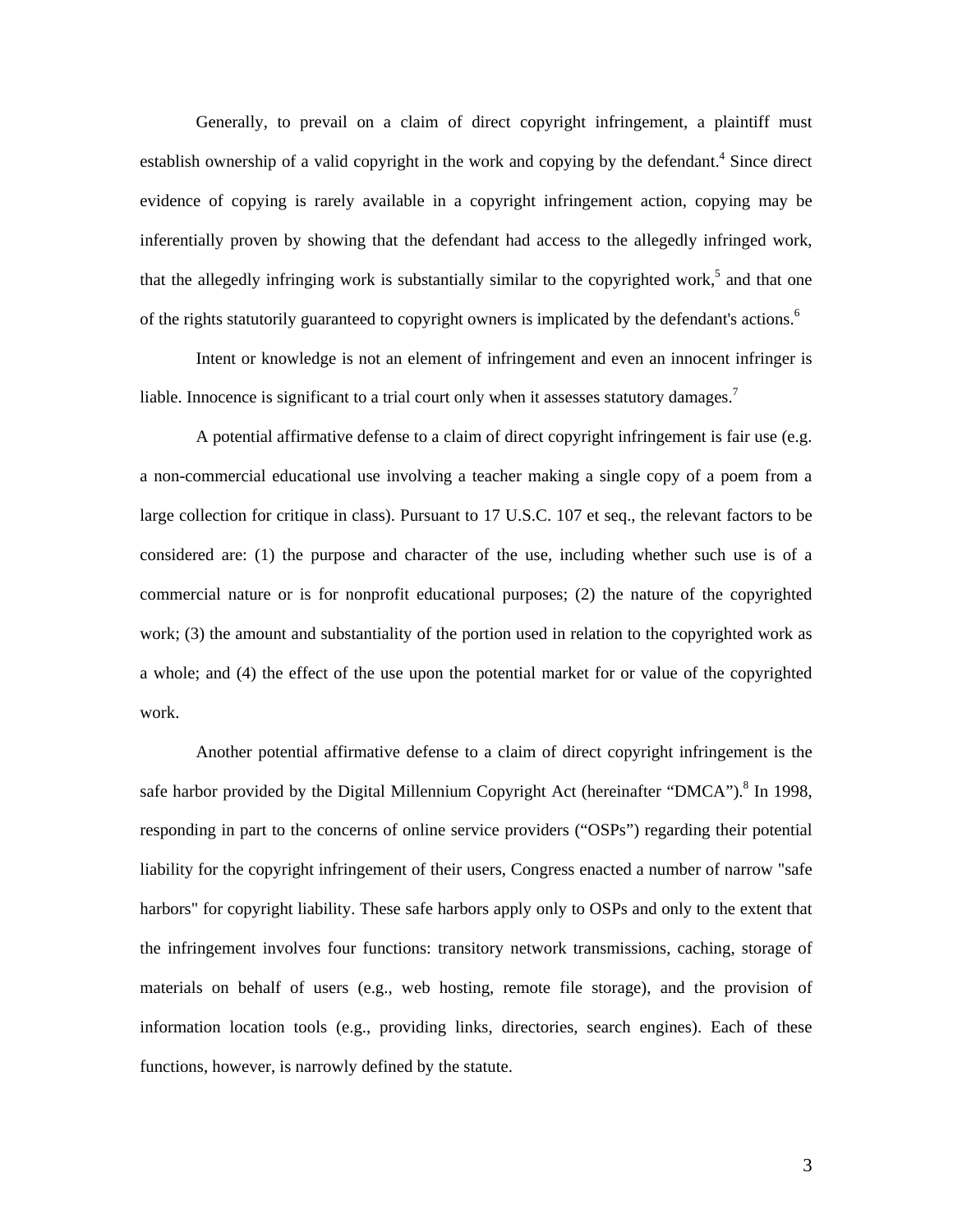Generally, to prevail on a claim of direct copyright infringement, a plaintiff must establish ownership of a valid copyright in the work and copying by the defendant.[4] Since direct evidence of copying is rarely available in a copyright infringement action, copying may be inferentially proven by showing that the defendant had access to the allegedly infringed work, that the allegedly infringing work is substantially similar to the copyrighted work,[5] and that one of the rights statutorily guaranteed to copyright owners is implicated by the defendant's actions.[6]

Intent or knowledge is not an element of infringement and even an innocent infringer is liable. Innocence is significant to a trial court only when it assesses statutory damages.[7]

A potential affirmative defense to a claim of direct copyright infringement is fair use (e.g. a non-commercial educational use involving a teacher making a single copy of a poem from a large collection for critique in class). Pursuant to 17 U.S.C. 107 et seq., the relevant factors to be considered are: (1) the purpose and character of the use, including whether such use is of a commercial nature or is for nonprofit educational purposes; (2) the nature of the copyrighted work; (3) the amount and substantiality of the portion used in relation to the copyrighted work as a whole; and (4) the effect of the use upon the potential market for or value of the copyrighted work.

Another potential affirmative defense to a claim of direct copyright infringement is the safe harbor provided by the Digital Millennium Copyright Act (hereinafter "DMCA").[8] In 1998, responding in part to the concerns of online service providers ("OSPs") regarding their potential liability for the copyright infringement of their users, Congress enacted a number of narrow "safe harbors" for copyright liability. These safe harbors apply only to OSPs and only to the extent that the infringement involves four functions: transitory network transmissions, caching, storage of materials on behalf of users (e.g., web hosting, remote file storage), and the provision of information location tools (e.g., providing links, directories, search engines). Each of these functions, however, is narrowly defined by the statute.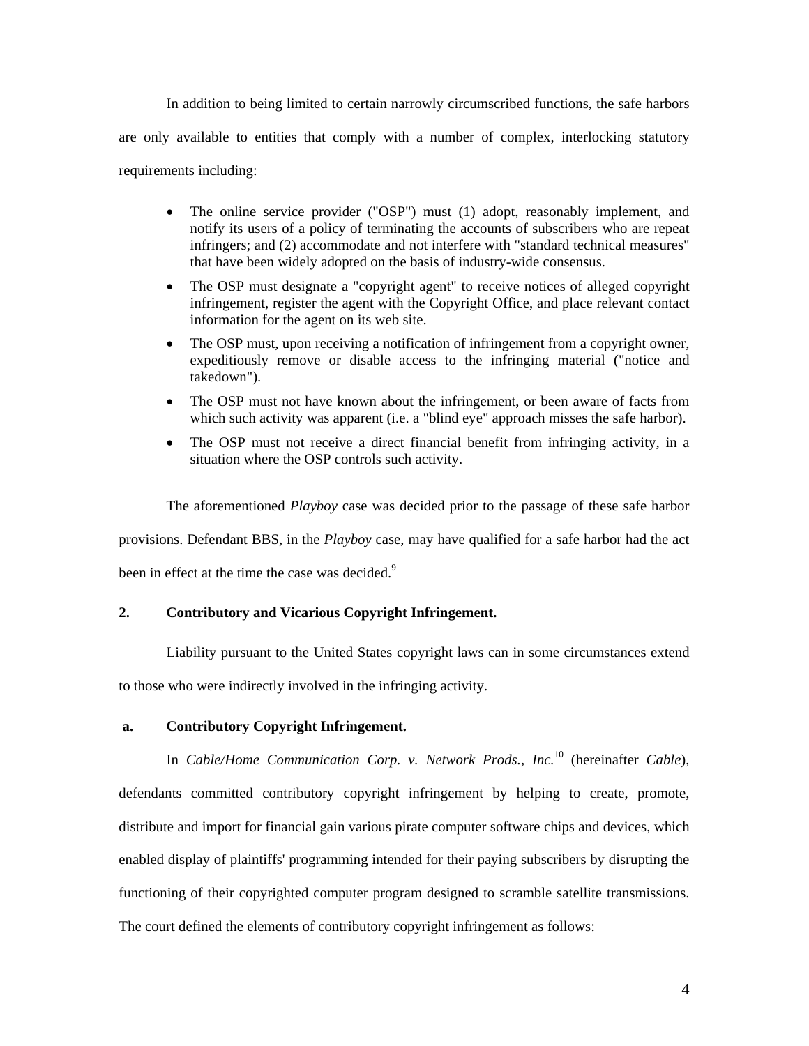In addition to being limited to certain narrowly circumscribed functions, the safe harbors are only available to entities that comply with a number of complex, interlocking statutory requirements including:

- The online service provider ("OSP") must (1) adopt, reasonably implement, and notify its users of a policy of terminating the accounts of subscribers who are repeat infringers; and (2) accommodate and not interfere with "standard technical measures" that have been widely adopted on the basis of industry-wide consensus.
- The OSP must designate a "copyright agent" to receive notices of alleged copyright infringement, register the agent with the Copyright Office, and place relevant contact information for the agent on its web site.
- The OSP must, upon receiving a notification of infringement from a copyright owner, expeditiously remove or disable access to the infringing material ("notice and takedown").
- The OSP must not have known about the infringement, or been aware of facts from which such activity was apparent (i.e. a "blind eye" approach misses the safe harbor).
- The OSP must not receive a direct financial benefit from infringing activity, in a situation where the OSP controls such activity.

The aforementioned *Playboy* case was decided prior to the passage of these safe harbor provisions. Defendant BBS, in the *Playboy* case, may have qualified for a safe harbor had the act been in effect at the time the case was decided.[9]

### 2. Contributory and Vicarious Copyright Infringement.

Liability pursuant to the United States copyright laws can in some circumstances extend to those who were indirectly involved in the infringing activity.

#### a. Contributory Copyright Infringement.

In *Cable/Home Communication Corp. v. Network Prods., Inc.*[10] (hereinafter *Cable*), defendants committed contributory copyright infringement by helping to create, promote, distribute and import for financial gain various pirate computer software chips and devices, which enabled display of plaintiffs' programming intended for their paying subscribers by disrupting the functioning of their copyrighted computer program designed to scramble satellite transmissions. The court defined the elements of contributory copyright infringement as follows: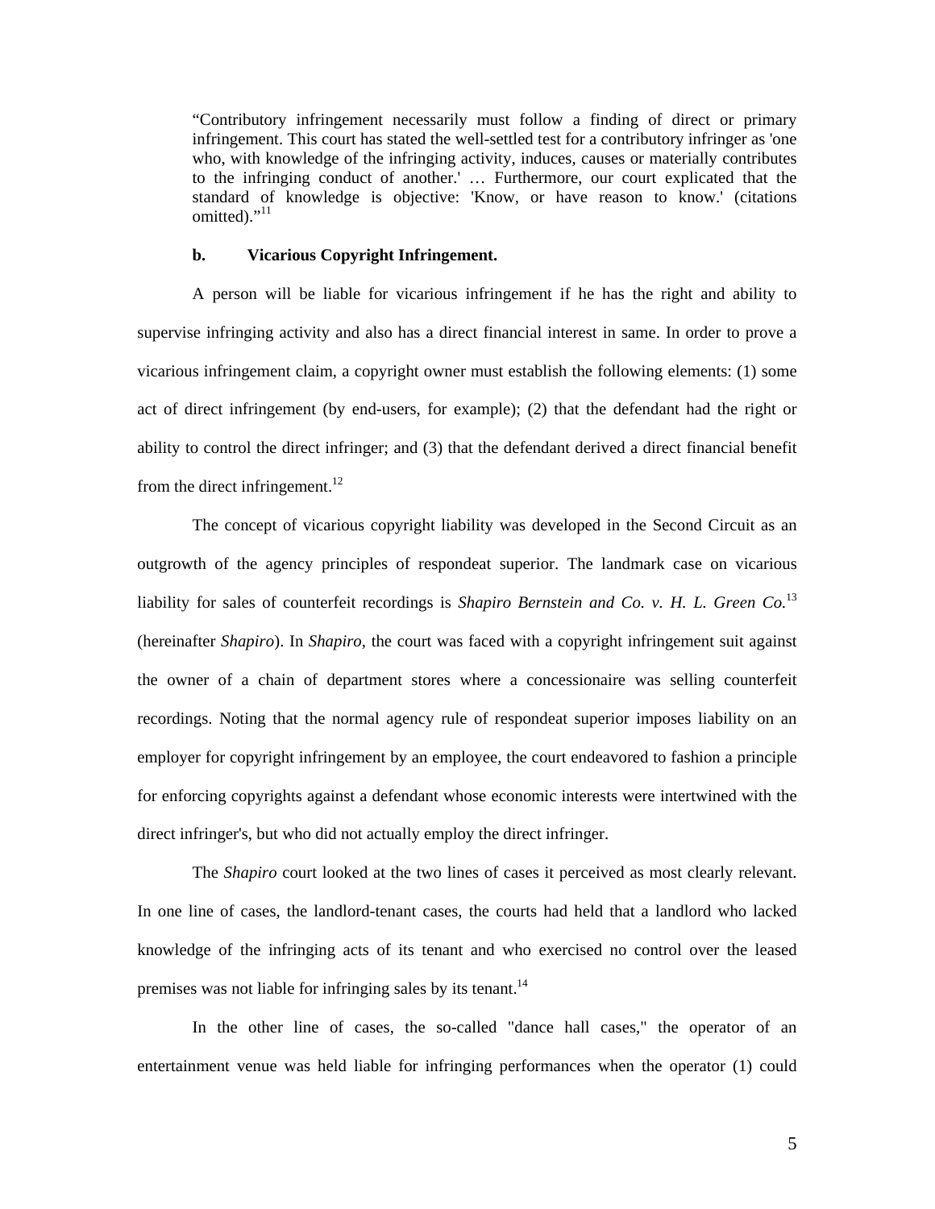> "Contributory infringement necessarily must follow a finding of direct or primary infringement. This court has stated the well-settled test for a contributory infringer as 'one who, with knowledge of the infringing activity, induces, causes or materially contributes to the infringing conduct of another.' … Furthermore, our court explicated that the standard of knowledge is objective: 'Know, or have reason to know.' (citations omitted)."[11]

**b. Vicarious Copyright Infringement.**

A person will be liable for vicarious infringement if he has the right and ability to supervise infringing activity and also has a direct financial interest in same. In order to prove a vicarious infringement claim, a copyright owner must establish the following elements: (1) some act of direct infringement (by end-users, for example); (2) that the defendant had the right or ability to control the direct infringer; and (3) that the defendant derived a direct financial benefit from the direct infringement.[12]

The concept of vicarious copyright liability was developed in the Second Circuit as an outgrowth of the agency principles of respondeat superior. The landmark case on vicarious liability for sales of counterfeit recordings is *Shapiro Bernstein and Co. v. H. L. Green Co.*[13] (hereinafter *Shapiro*). In *Shapiro*, the court was faced with a copyright infringement suit against the owner of a chain of department stores where a concessionaire was selling counterfeit recordings. Noting that the normal agency rule of respondeat superior imposes liability on an employer for copyright infringement by an employee, the court endeavored to fashion a principle for enforcing copyrights against a defendant whose economic interests were intertwined with the direct infringer's, but who did not actually employ the direct infringer.

The *Shapiro* court looked at the two lines of cases it perceived as most clearly relevant. In one line of cases, the landlord-tenant cases, the courts had held that a landlord who lacked knowledge of the infringing acts of its tenant and who exercised no control over the leased premises was not liable for infringing sales by its tenant.[14]

In the other line of cases, the so-called "dance hall cases," the operator of an entertainment venue was held liable for infringing performances when the operator (1) could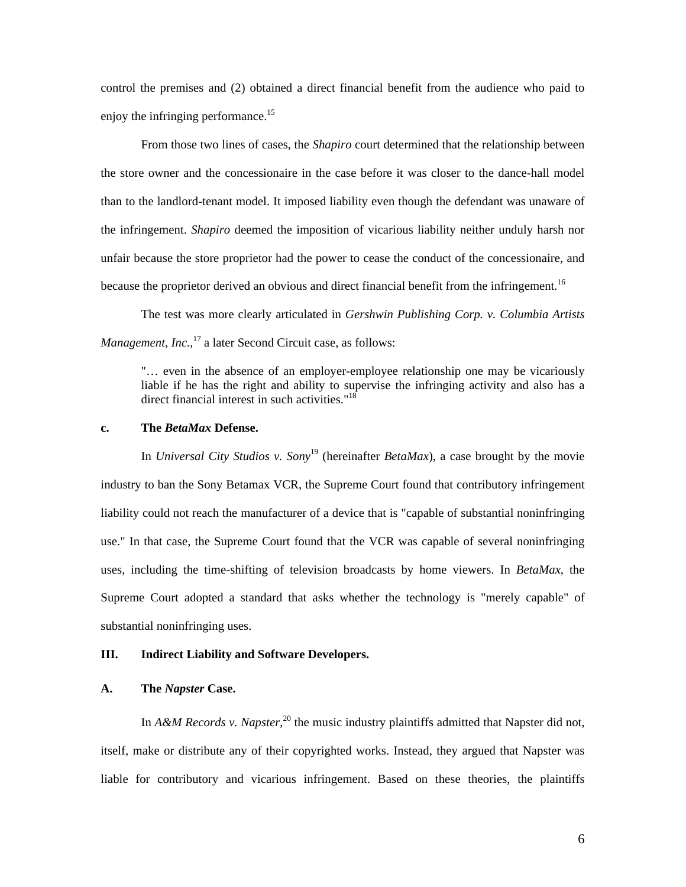control the premises and (2) obtained a direct financial benefit from the audience who paid to enjoy the infringing performance.[15]

From those two lines of cases, the *Shapiro* court determined that the relationship between the store owner and the concessionaire in the case before it was closer to the dance-hall model than to the landlord-tenant model. It imposed liability even though the defendant was unaware of the infringement. *Shapiro* deemed the imposition of vicarious liability neither unduly harsh nor unfair because the store proprietor had the power to cease the conduct of the concessionaire, and because the proprietor derived an obvious and direct financial benefit from the infringement.[16]

The test was more clearly articulated in *Gershwin Publishing Corp. v. Columbia Artists Management, Inc.*,[17] a later Second Circuit case, as follows:

> "… even in the absence of an employer-employee relationship one may be vicariously liable if he has the right and ability to supervise the infringing activity and also has a direct financial interest in such activities."[18]

**c. The *BetaMax* Defense.**

In *Universal City Studios v. Sony*[19] (hereinafter *BetaMax*), a case brought by the movie industry to ban the Sony Betamax VCR, the Supreme Court found that contributory infringement liability could not reach the manufacturer of a device that is "capable of substantial noninfringing use." In that case, the Supreme Court found that the VCR was capable of several noninfringing uses, including the time-shifting of television broadcasts by home viewers. In *BetaMax*, the Supreme Court adopted a standard that asks whether the technology is "merely capable" of substantial noninfringing uses.

## III. Indirect Liability and Software Developers.

### A. The *Napster* Case.

In *A&M Records v. Napster*,[20] the music industry plaintiffs admitted that Napster did not, itself, make or distribute any of their copyrighted works. Instead, they argued that Napster was liable for contributory and vicarious infringement. Based on these theories, the plaintiffs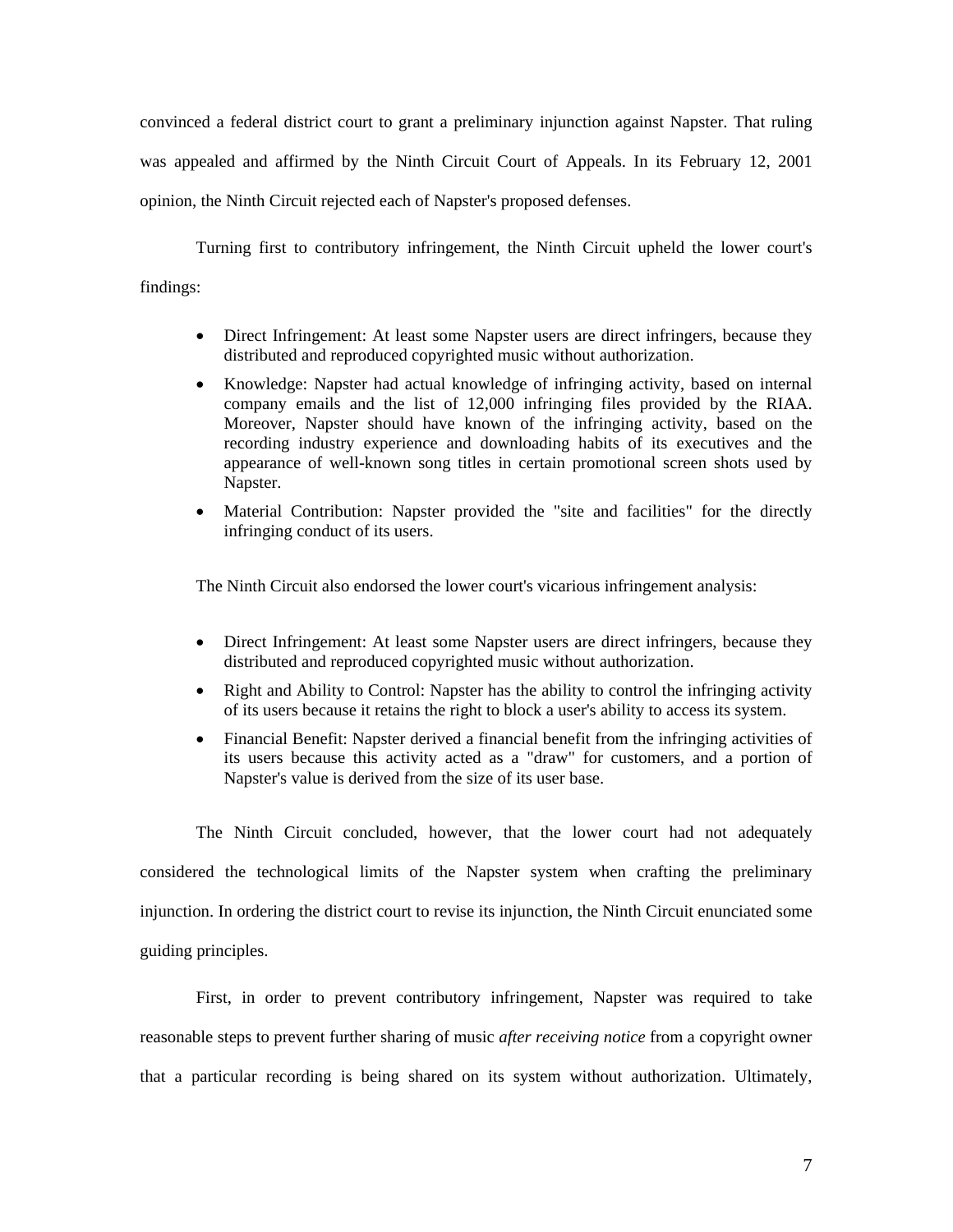convinced a federal district court to grant a preliminary injunction against Napster. That ruling was appealed and affirmed by the Ninth Circuit Court of Appeals. In its February 12, 2001 opinion, the Ninth Circuit rejected each of Napster's proposed defenses.

Turning first to contributory infringement, the Ninth Circuit upheld the lower court's findings:

- Direct Infringement: At least some Napster users are direct infringers, because they distributed and reproduced copyrighted music without authorization.
- Knowledge: Napster had actual knowledge of infringing activity, based on internal company emails and the list of 12,000 infringing files provided by the RIAA. Moreover, Napster should have known of the infringing activity, based on the recording industry experience and downloading habits of its executives and the appearance of well-known song titles in certain promotional screen shots used by Napster.
- Material Contribution: Napster provided the "site and facilities" for the directly infringing conduct of its users.

The Ninth Circuit also endorsed the lower court's vicarious infringement analysis:

- Direct Infringement: At least some Napster users are direct infringers, because they distributed and reproduced copyrighted music without authorization.
- Right and Ability to Control: Napster has the ability to control the infringing activity of its users because it retains the right to block a user's ability to access its system.
- Financial Benefit: Napster derived a financial benefit from the infringing activities of its users because this activity acted as a "draw" for customers, and a portion of Napster's value is derived from the size of its user base.

The Ninth Circuit concluded, however, that the lower court had not adequately considered the technological limits of the Napster system when crafting the preliminary injunction. In ordering the district court to revise its injunction, the Ninth Circuit enunciated some guiding principles.

First, in order to prevent contributory infringement, Napster was required to take reasonable steps to prevent further sharing of music *after receiving notice* from a copyright owner that a particular recording is being shared on its system without authorization. Ultimately,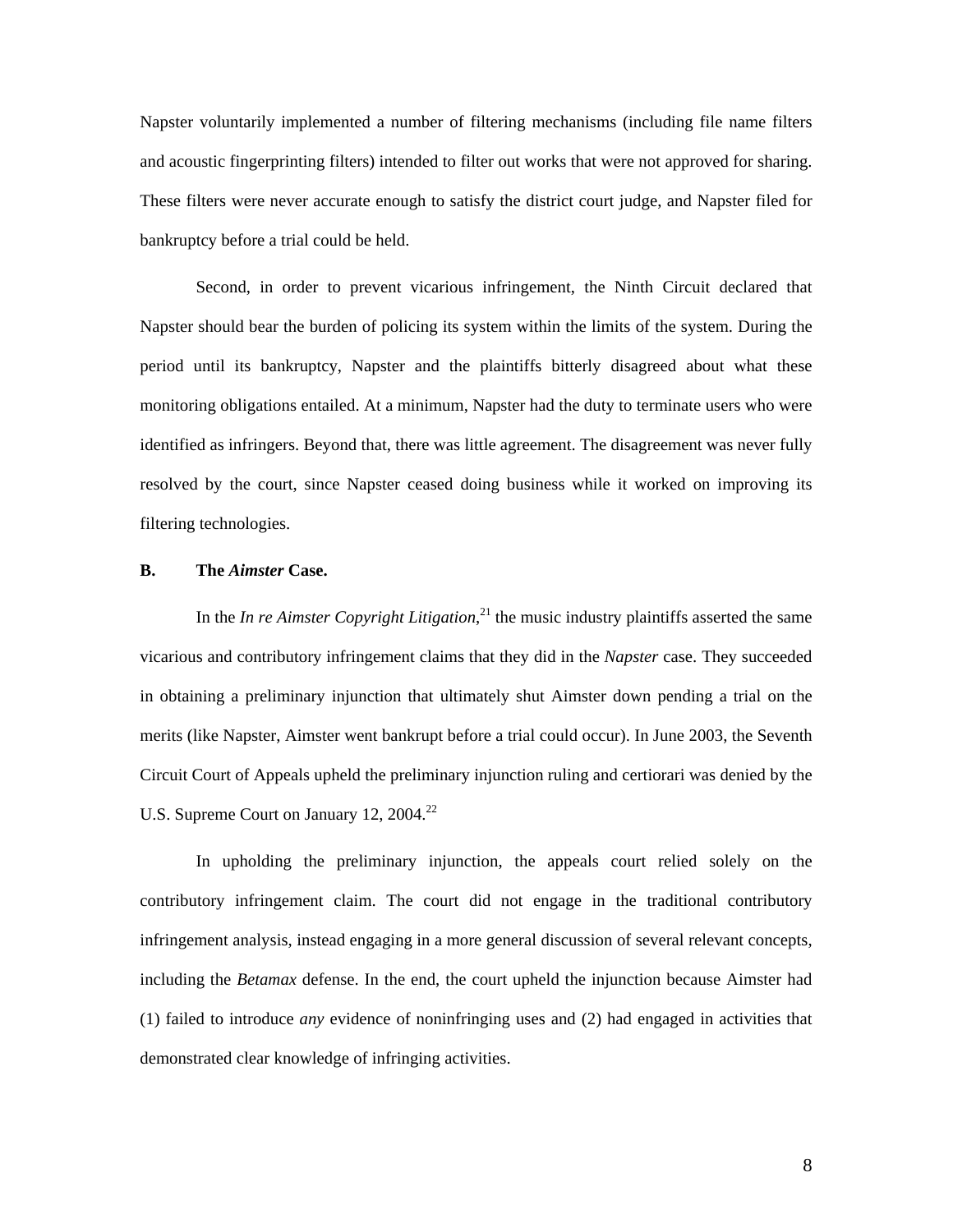Napster voluntarily implemented a number of filtering mechanisms (including file name filters and acoustic fingerprinting filters) intended to filter out works that were not approved for sharing. These filters were never accurate enough to satisfy the district court judge, and Napster filed for bankruptcy before a trial could be held.

Second, in order to prevent vicarious infringement, the Ninth Circuit declared that Napster should bear the burden of policing its system within the limits of the system. During the period until its bankruptcy, Napster and the plaintiffs bitterly disagreed about what these monitoring obligations entailed. At a minimum, Napster had the duty to terminate users who were identified as infringers. Beyond that, there was little agreement. The disagreement was never fully resolved by the court, since Napster ceased doing business while it worked on improving its filtering technologies.

### B. The *Aimster* Case.

In the *In re Aimster Copyright Litigation*,[21] the music industry plaintiffs asserted the same vicarious and contributory infringement claims that they did in the *Napster* case. They succeeded in obtaining a preliminary injunction that ultimately shut Aimster down pending a trial on the merits (like Napster, Aimster went bankrupt before a trial could occur). In June 2003, the Seventh Circuit Court of Appeals upheld the preliminary injunction ruling and certiorari was denied by the U.S. Supreme Court on January 12, 2004.[22]

In upholding the preliminary injunction, the appeals court relied solely on the contributory infringement claim. The court did not engage in the traditional contributory infringement analysis, instead engaging in a more general discussion of several relevant concepts, including the *Betamax* defense. In the end, the court upheld the injunction because Aimster had (1) failed to introduce *any* evidence of noninfringing uses and (2) had engaged in activities that demonstrated clear knowledge of infringing activities.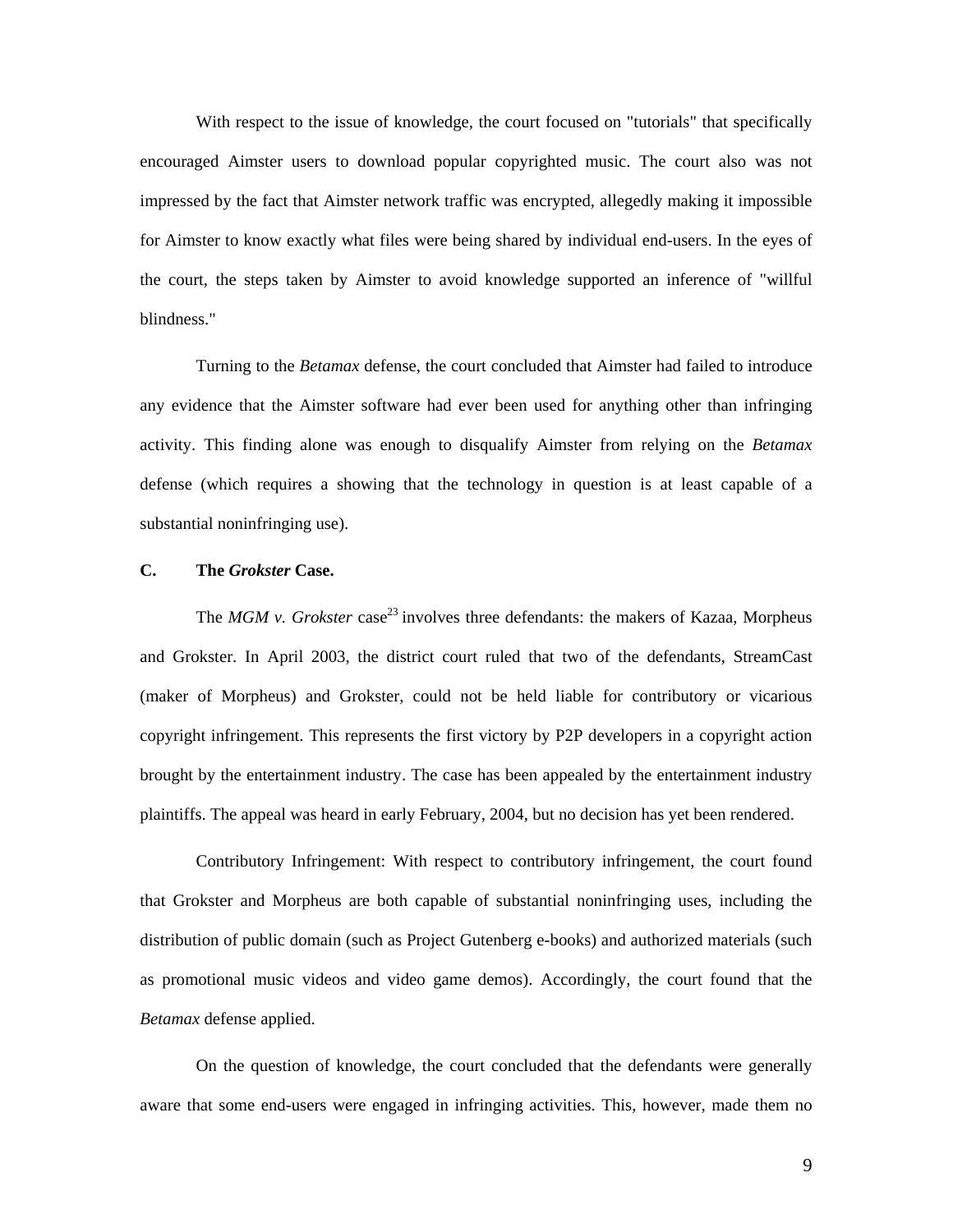With respect to the issue of knowledge, the court focused on "tutorials" that specifically encouraged Aimster users to download popular copyrighted music. The court also was not impressed by the fact that Aimster network traffic was encrypted, allegedly making it impossible for Aimster to know exactly what files were being shared by individual end-users. In the eyes of the court, the steps taken by Aimster to avoid knowledge supported an inference of "willful blindness."

Turning to the *Betamax* defense, the court concluded that Aimster had failed to introduce any evidence that the Aimster software had ever been used for anything other than infringing activity. This finding alone was enough to disqualify Aimster from relying on the *Betamax* defense (which requires a showing that the technology in question is at least capable of a substantial noninfringing use).

### C. The *Grokster* Case.

The *MGM v. Grokster* case[23] involves three defendants: the makers of Kazaa, Morpheus and Grokster. In April 2003, the district court ruled that two of the defendants, StreamCast (maker of Morpheus) and Grokster, could not be held liable for contributory or vicarious copyright infringement. This represents the first victory by P2P developers in a copyright action brought by the entertainment industry. The case has been appealed by the entertainment industry plaintiffs. The appeal was heard in early February, 2004, but no decision has yet been rendered.

Contributory Infringement: With respect to contributory infringement, the court found that Grokster and Morpheus are both capable of substantial noninfringing uses, including the distribution of public domain (such as Project Gutenberg e-books) and authorized materials (such as promotional music videos and video game demos). Accordingly, the court found that the *Betamax* defense applied.

On the question of knowledge, the court concluded that the defendants were generally aware that some end-users were engaged in infringing activities. This, however, made them no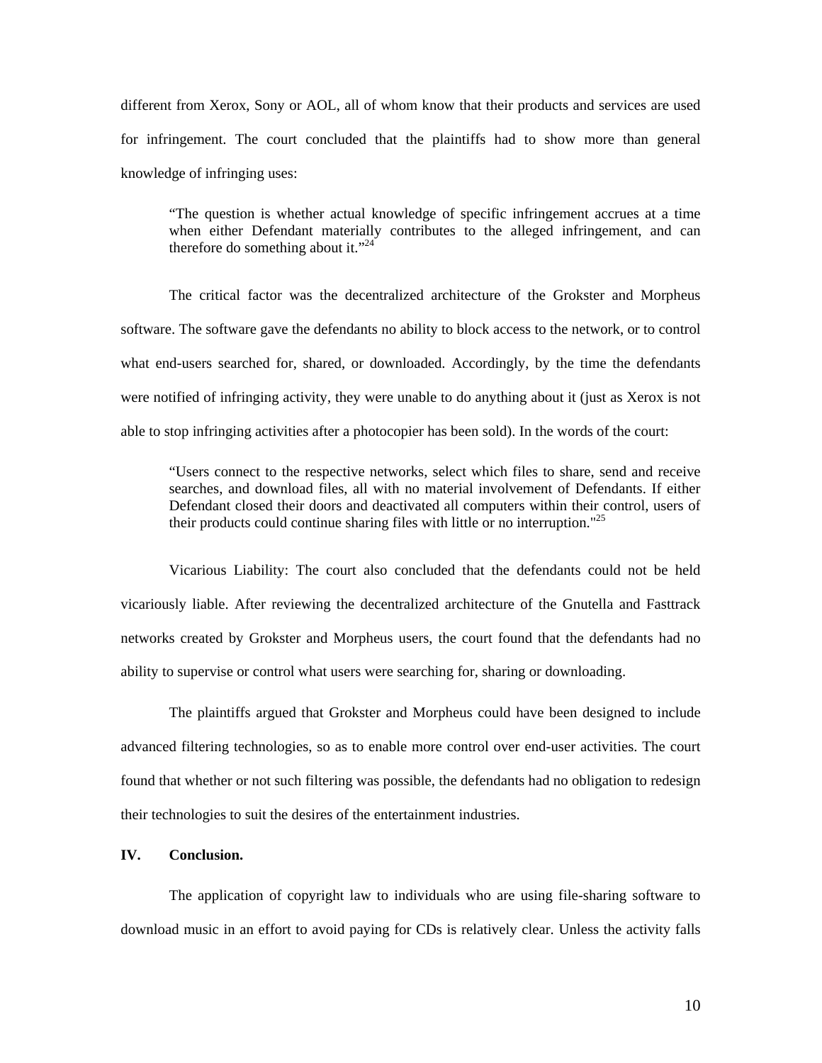different from Xerox, Sony or AOL, all of whom know that their products and services are used for infringement. The court concluded that the plaintiffs had to show more than general knowledge of infringing uses:

> "The question is whether actual knowledge of specific infringement accrues at a time when either Defendant materially contributes to the alleged infringement, and can therefore do something about it."[24]

The critical factor was the decentralized architecture of the Grokster and Morpheus software. The software gave the defendants no ability to block access to the network, or to control what end-users searched for, shared, or downloaded. Accordingly, by the time the defendants were notified of infringing activity, they were unable to do anything about it (just as Xerox is not able to stop infringing activities after a photocopier has been sold). In the words of the court:

> "Users connect to the respective networks, select which files to share, send and receive searches, and download files, all with no material involvement of Defendants. If either Defendant closed their doors and deactivated all computers within their control, users of their products could continue sharing files with little or no interruption."[25]

Vicarious Liability: The court also concluded that the defendants could not be held vicariously liable. After reviewing the decentralized architecture of the Gnutella and Fasttrack networks created by Grokster and Morpheus users, the court found that the defendants had no ability to supervise or control what users were searching for, sharing or downloading.

The plaintiffs argued that Grokster and Morpheus could have been designed to include advanced filtering technologies, so as to enable more control over end-user activities. The court found that whether or not such filtering was possible, the defendants had no obligation to redesign their technologies to suit the desires of the entertainment industries.

## IV. Conclusion.

The application of copyright law to individuals who are using file-sharing software to download music in an effort to avoid paying for CDs is relatively clear. Unless the activity falls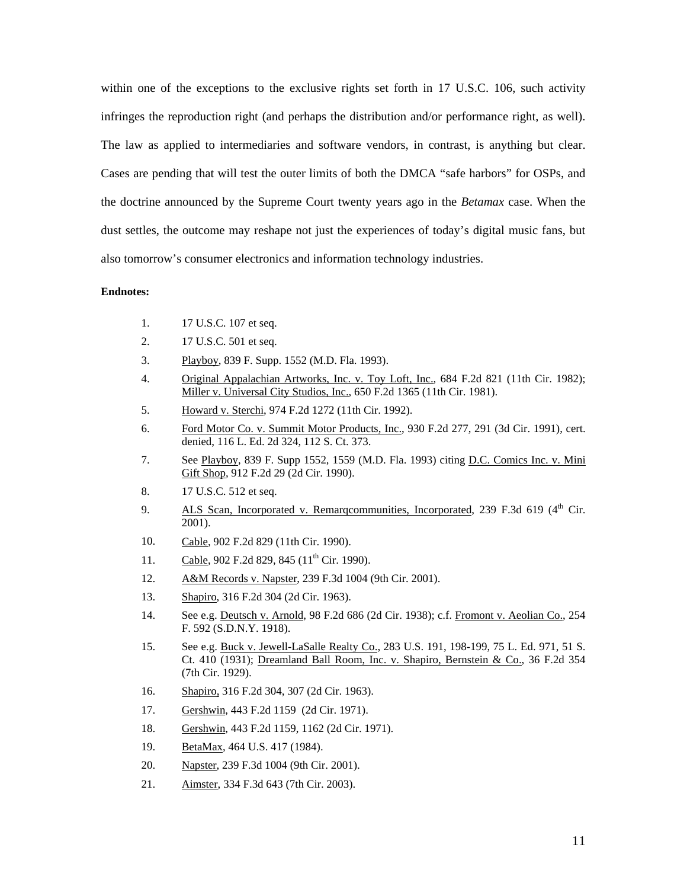within one of the exceptions to the exclusive rights set forth in 17 U.S.C. 106, such activity infringes the reproduction right (and perhaps the distribution and/or performance right, as well). The law as applied to intermediaries and software vendors, in contrast, is anything but clear. Cases are pending that will test the outer limits of both the DMCA "safe harbors" for OSPs, and the doctrine announced by the Supreme Court twenty years ago in the *Betamax* case. When the dust settles, the outcome may reshape not just the experiences of today's digital music fans, but also tomorrow's consumer electronics and information technology industries.

**Endnotes:**

1. 17 U.S.C. 107 et seq.
2. 17 U.S.C. 501 et seq.
3. Playboy, 839 F. Supp. 1552 (M.D. Fla. 1993).
4. Original Appalachian Artworks, Inc. v. Toy Loft, Inc., 684 F.2d 821 (11th Cir. 1982); Miller v. Universal City Studios, Inc., 650 F.2d 1365 (11th Cir. 1981).
5. Howard v. Sterchi, 974 F.2d 1272 (11th Cir. 1992).
6. Ford Motor Co. v. Summit Motor Products, Inc., 930 F.2d 277, 291 (3d Cir. 1991), cert. denied, 116 L. Ed. 2d 324, 112 S. Ct. 373.
7. See Playboy, 839 F. Supp 1552, 1559 (M.D. Fla. 1993) citing D.C. Comics Inc. v. Mini Gift Shop, 912 F.2d 29 (2d Cir. 1990).
8. 17 U.S.C. 512 et seq.
9. ALS Scan, Incorporated v. Remarqcommunities, Incorporated, 239 F.3d 619 (4th Cir. 2001).
10. Cable, 902 F.2d 829 (11th Cir. 1990).
11. Cable, 902 F.2d 829, 845 (11th Cir. 1990).
12. A&M Records v. Napster, 239 F.3d 1004 (9th Cir. 2001).
13. Shapiro, 316 F.2d 304 (2d Cir. 1963).
14. See e.g. Deutsch v. Arnold, 98 F.2d 686 (2d Cir. 1938); c.f. Fromont v. Aeolian Co., 254 F. 592 (S.D.N.Y. 1918).
15. See e.g. Buck v. Jewell-LaSalle Realty Co., 283 U.S. 191, 198-199, 75 L. Ed. 971, 51 S. Ct. 410 (1931); Dreamland Ball Room, Inc. v. Shapiro, Bernstein & Co., 36 F.2d 354 (7th Cir. 1929).
16. Shapiro, 316 F.2d 304, 307 (2d Cir. 1963).
17. Gershwin, 443 F.2d 1159 (2d Cir. 1971).
18. Gershwin, 443 F.2d 1159, 1162 (2d Cir. 1971).
19. BetaMax, 464 U.S. 417 (1984).
20. Napster, 239 F.3d 1004 (9th Cir. 2001).
21. Aimster, 334 F.3d 643 (7th Cir. 2003).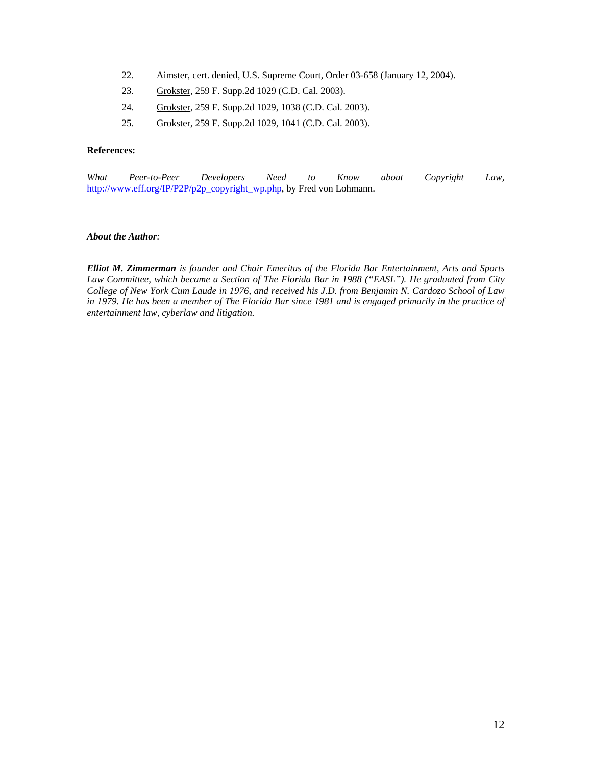22. Aimster, cert. denied, U.S. Supreme Court, Order 03-658 (January 12, 2004).
23. Grokster, 259 F. Supp.2d 1029 (C.D. Cal. 2003).
24. Grokster, 259 F. Supp.2d 1029, 1038 (C.D. Cal. 2003).
25. Grokster, 259 F. Supp.2d 1029, 1041 (C.D. Cal. 2003).

**References:**

*What Peer-to-Peer Developers Need to Know about Copyright Law*, http://www.eff.org/IP/P2P/p2p_copyright_wp.php, by Fred von Lohmann.

***About the Author****:*

***Elliot M. Zimmerman*** *is founder and Chair Emeritus of the Florida Bar Entertainment, Arts and Sports Law Committee, which became a Section of The Florida Bar in 1988 ("EASL"). He graduated from City College of New York Cum Laude in 1976, and received his J.D. from Benjamin N. Cardozo School of Law in 1979. He has been a member of The Florida Bar since 1981 and is engaged primarily in the practice of entertainment law, cyberlaw and litigation.*